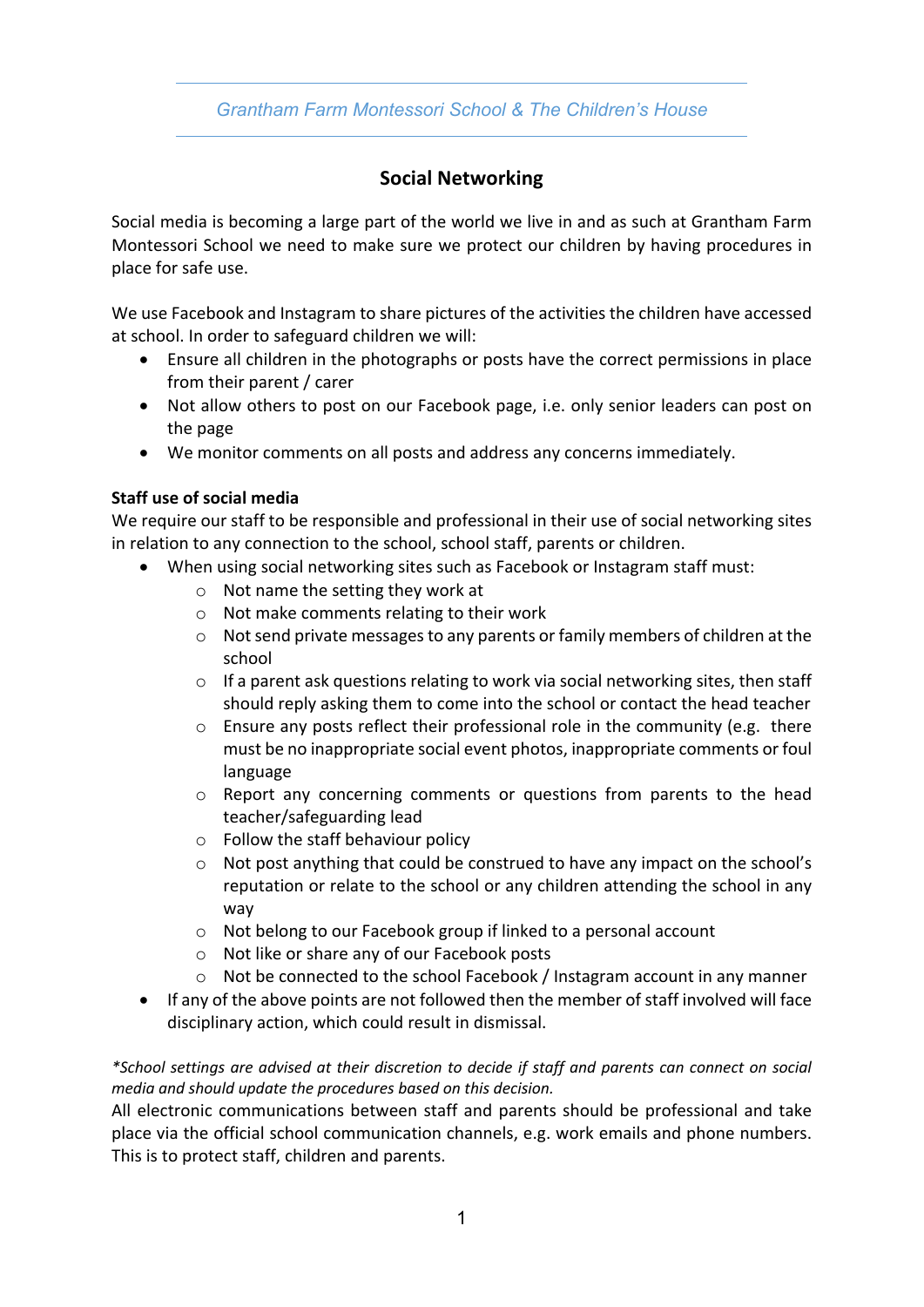Grantham Farm Montessori School & The Children's House

## Social Networking

Social media is becoming a large part of the world we live in and as such at Grantham Farm Montessori School we need to make sure we protect our children by having procedures in place for safe use.

We use Facebook and Instagram to share pictures of the activities the children have accessed at school. In order to safeguard children we will:

- Ensure all children in the photographs or posts have the correct permissions in place from their parent / carer
- Not allow others to post on our Facebook page, i.e. only senior leaders can post on the page
- We monitor comments on all posts and address any concerns immediately.

**Staff use of social media**

We require our staff to be responsible and professional in their use of social networking sites in relation to any connection to the school, school staff, parents or children.

- When using social networking sites such as Facebook or Instagram staff must:
  - Not name the setting they work at
  - Not make comments relating to their work
  - Not send private messages to any parents or family members of children at the school
  - If a parent ask questions relating to work via social networking sites, then staff should reply asking them to come into the school or contact the head teacher
  - Ensure any posts reflect their professional role in the community (e.g. there must be no inappropriate social event photos, inappropriate comments or foul language
  - Report any concerning comments or questions from parents to the head teacher/safeguarding lead
  - Follow the staff behaviour policy
  - Not post anything that could be construed to have any impact on the school's reputation or relate to the school or any children attending the school in any way
  - Not belong to our Facebook group if linked to a personal account
  - Not like or share any of our Facebook posts
  - Not be connected to the school Facebook / Instagram account in any manner
- If any of the above points are not followed then the member of staff involved will face disciplinary action, which could result in dismissal.

*\*School settings are advised at their discretion to decide if staff and parents can connect on social media and should update the procedures based on this decision.*

All electronic communications between staff and parents should be professional and take place via the official school communication channels, e.g. work emails and phone numbers. This is to protect staff, children and parents.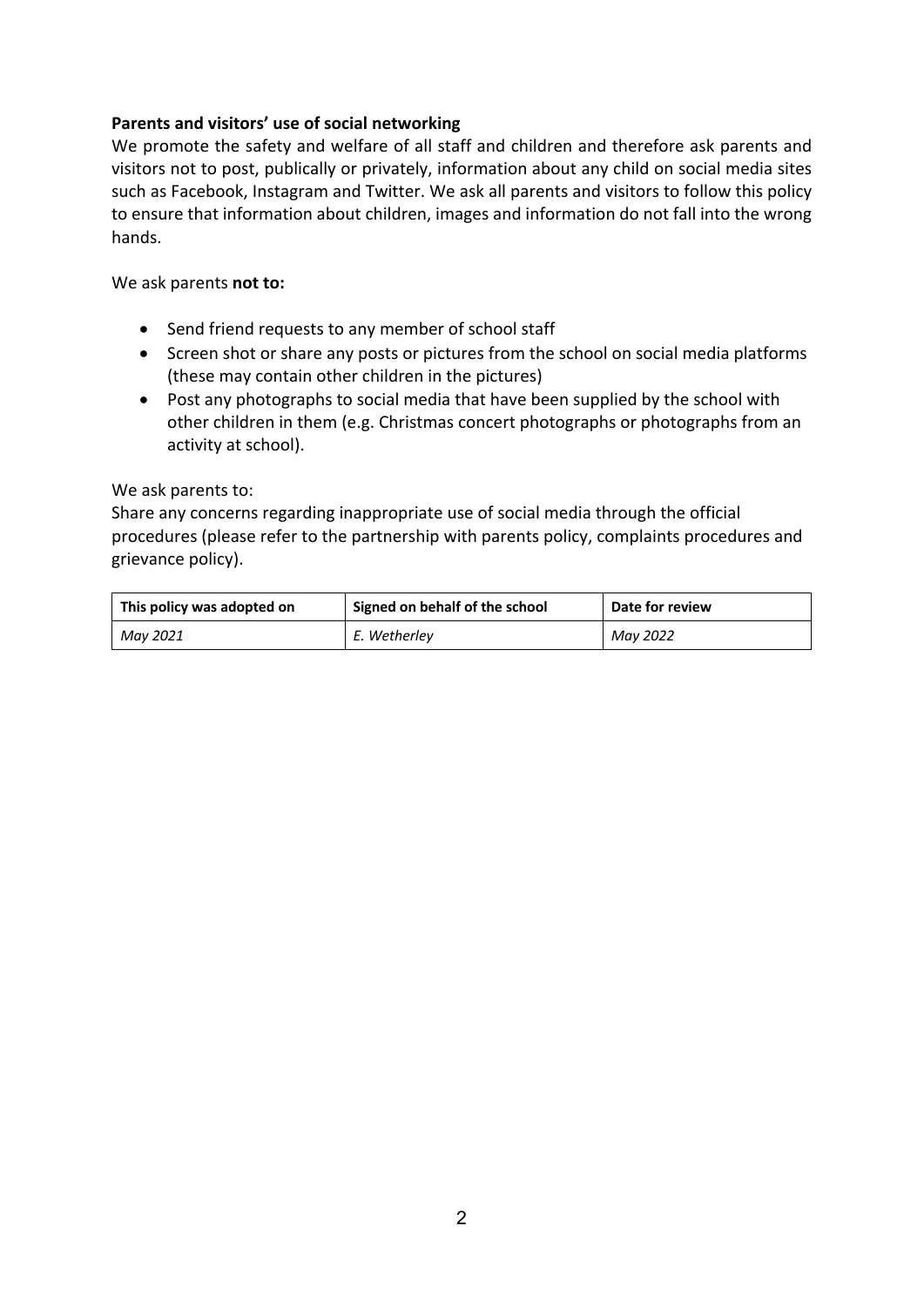**Parents and visitors' use of social networking**

We promote the safety and welfare of all staff and children and therefore ask parents and visitors not to post, publically or privately, information about any child on social media sites such as Facebook, Instagram and Twitter. We ask all parents and visitors to follow this policy to ensure that information about children, images and information do not fall into the wrong hands.

We ask parents **not to:**

- Send friend requests to any member of school staff
- Screen shot or share any posts or pictures from the school on social media platforms (these may contain other children in the pictures)
- Post any photographs to social media that have been supplied by the school with other children in them (e.g. Christmas concert photographs or photographs from an activity at school).

We ask parents to:

Share any concerns regarding inappropriate use of social media through the official procedures (please refer to the partnership with parents policy, complaints procedures and grievance policy).

| **This policy was adopted on** | **Signed on behalf of the school** | **Date for review** |
|---|---|---|
| *May 2021* | *E. Wetherley* | *May 2022* |